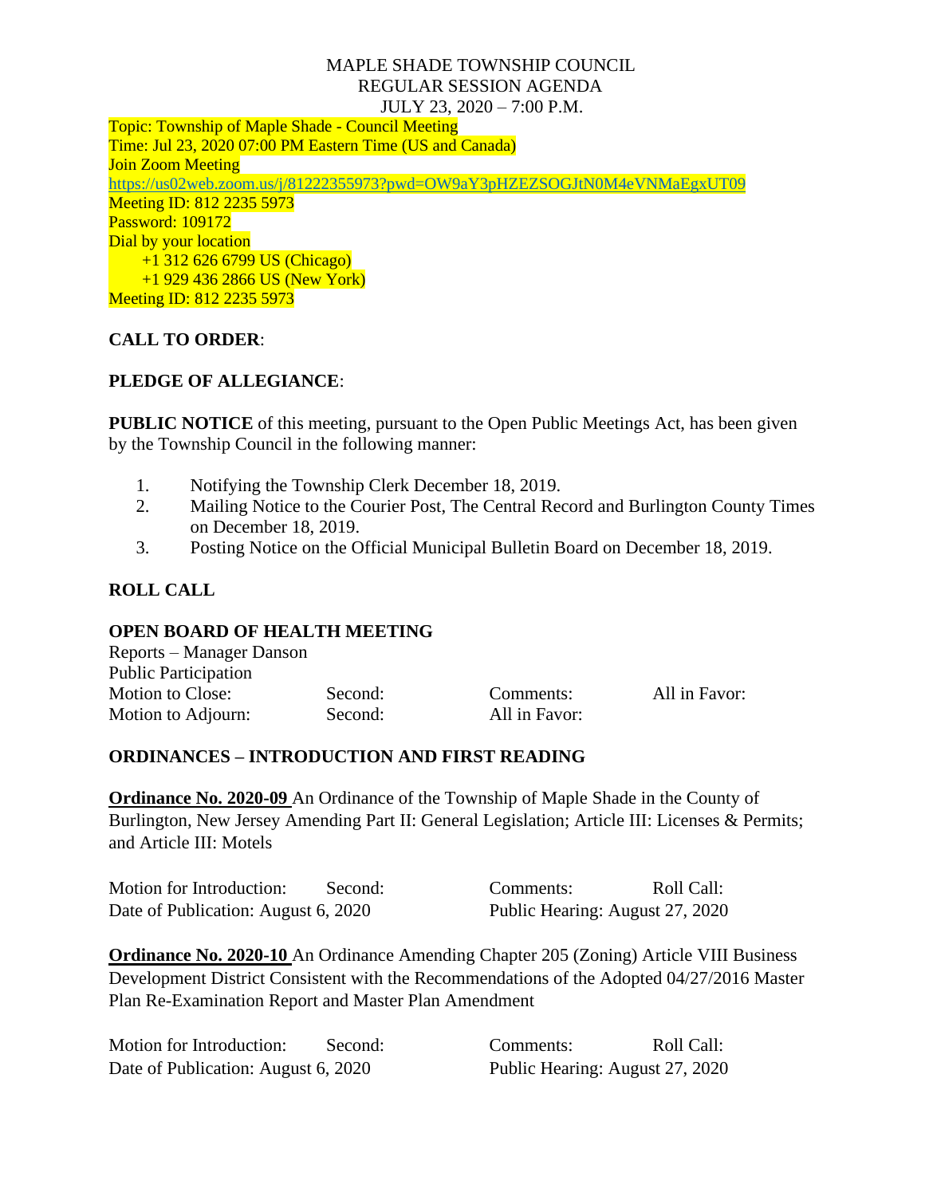MAPLE SHADE TOWNSHIP COUNCIL
REGULAR SESSION AGENDA
JULY 23, 2020 – 7:00 P.M.

Topic: Township of Maple Shade - Council Meeting
Time: Jul 23, 2020 07:00 PM Eastern Time (US and Canada)
Join Zoom Meeting
https://us02web.zoom.us/j/81222355973?pwd=OW9aY3pHZEZSOGJtN0M4eVNMaEgxUT09
Meeting ID: 812 2235 5973
Password: 109172
Dial by your location
+1 312 626 6799 US (Chicago)
+1 929 436 2866 US (New York)
Meeting ID: 812 2235 5973

**CALL TO ORDER**:

**PLEDGE OF ALLEGIANCE**:

**PUBLIC NOTICE** of this meeting, pursuant to the Open Public Meetings Act, has been given by the Township Council in the following manner:

1. Notifying the Township Clerk December 18, 2019.
2. Mailing Notice to the Courier Post, The Central Record and Burlington County Times on December 18, 2019.
3. Posting Notice on the Official Municipal Bulletin Board on December 18, 2019.

**ROLL CALL**

**OPEN BOARD OF HEALTH MEETING**

Reports – Manager Danson
Public Participation

| Motion to Close: | Second: | Comments: | All in Favor: |
|---|---|---|---|
| Motion to Adjourn: | Second: | All in Favor: | |

**ORDINANCES – INTRODUCTION AND FIRST READING**

**Ordinance No. 2020-09** An Ordinance of the Township of Maple Shade in the County of Burlington, New Jersey Amending Part II: General Legislation; Article III: Licenses & Permits; and Article III: Motels

| Motion for Introduction: | Second: | Comments: | Roll Call: |
|---|---|---|---|
| Date of Publication: August 6, 2020 | | Public Hearing: August 27, 2020 | |

**Ordinance No. 2020-10** An Ordinance Amending Chapter 205 (Zoning) Article VIII Business Development District Consistent with the Recommendations of the Adopted 04/27/2016 Master Plan Re-Examination Report and Master Plan Amendment

| Motion for Introduction: | Second: | Comments: | Roll Call: |
|---|---|---|---|
| Date of Publication: August 6, 2020 | | Public Hearing: August 27, 2020 | |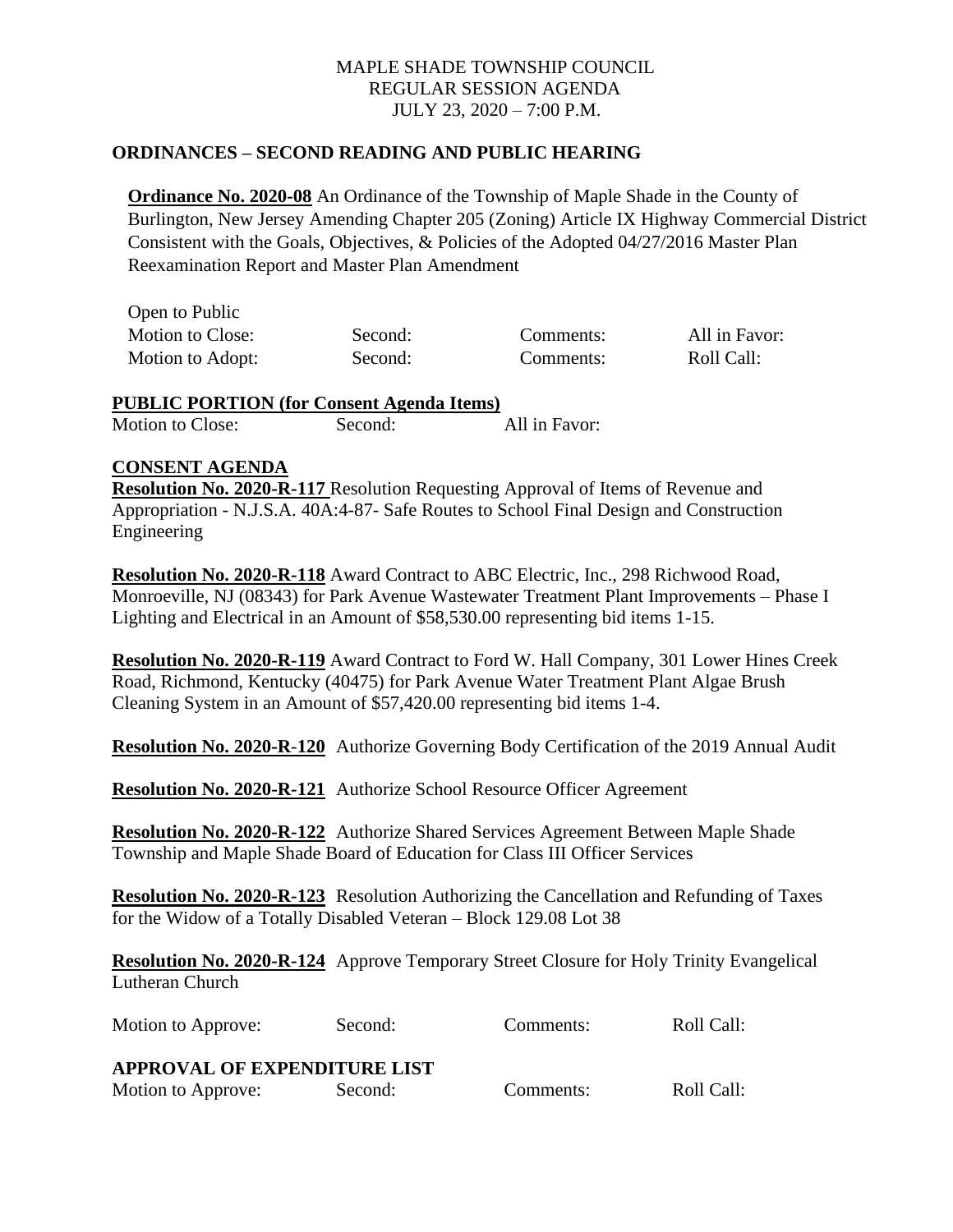MAPLE SHADE TOWNSHIP COUNCIL
REGULAR SESSION AGENDA
JULY 23, 2020 – 7:00 P.M.

## ORDINANCES – SECOND READING AND PUBLIC HEARING

**Ordinance No. 2020-08** An Ordinance of the Township of Maple Shade in the County of Burlington, New Jersey Amending Chapter 205 (Zoning) Article IX Highway Commercial District Consistent with the Goals, Objectives, & Policies of the Adopted 04/27/2016 Master Plan Reexamination Report and Master Plan Amendment

Open to Public

| Motion to Close: | Second: | Comments: | All in Favor: |
|---|---|---|---|
| Motion to Adopt: | Second: | Comments: | Roll Call: |

## PUBLIC PORTION (for Consent Agenda Items)

Motion to Close: Second: All in Favor:

## CONSENT AGENDA

**Resolution No. 2020-R-117** Resolution Requesting Approval of Items of Revenue and Appropriation - N.J.S.A. 40A:4-87- Safe Routes to School Final Design and Construction Engineering

**Resolution No. 2020-R-118** Award Contract to ABC Electric, Inc., 298 Richwood Road, Monroeville, NJ (08343) for Park Avenue Wastewater Treatment Plant Improvements – Phase I Lighting and Electrical in an Amount of $58,530.00 representing bid items 1-15.

**Resolution No. 2020-R-119** Award Contract to Ford W. Hall Company, 301 Lower Hines Creek Road, Richmond, Kentucky (40475) for Park Avenue Water Treatment Plant Algae Brush Cleaning System in an Amount of $57,420.00 representing bid items 1-4.

**Resolution No. 2020-R-120** Authorize Governing Body Certification of the 2019 Annual Audit

**Resolution No. 2020-R-121** Authorize School Resource Officer Agreement

**Resolution No. 2020-R-122** Authorize Shared Services Agreement Between Maple Shade Township and Maple Shade Board of Education for Class III Officer Services

**Resolution No. 2020-R-123** Resolution Authorizing the Cancellation and Refunding of Taxes for the Widow of a Totally Disabled Veteran – Block 129.08 Lot 38

**Resolution No. 2020-R-124** Approve Temporary Street Closure for Holy Trinity Evangelical Lutheran Church

Motion to Approve: Second: Comments: Roll Call:

## APPROVAL OF EXPENDITURE LIST

Motion to Approve: Second: Comments: Roll Call: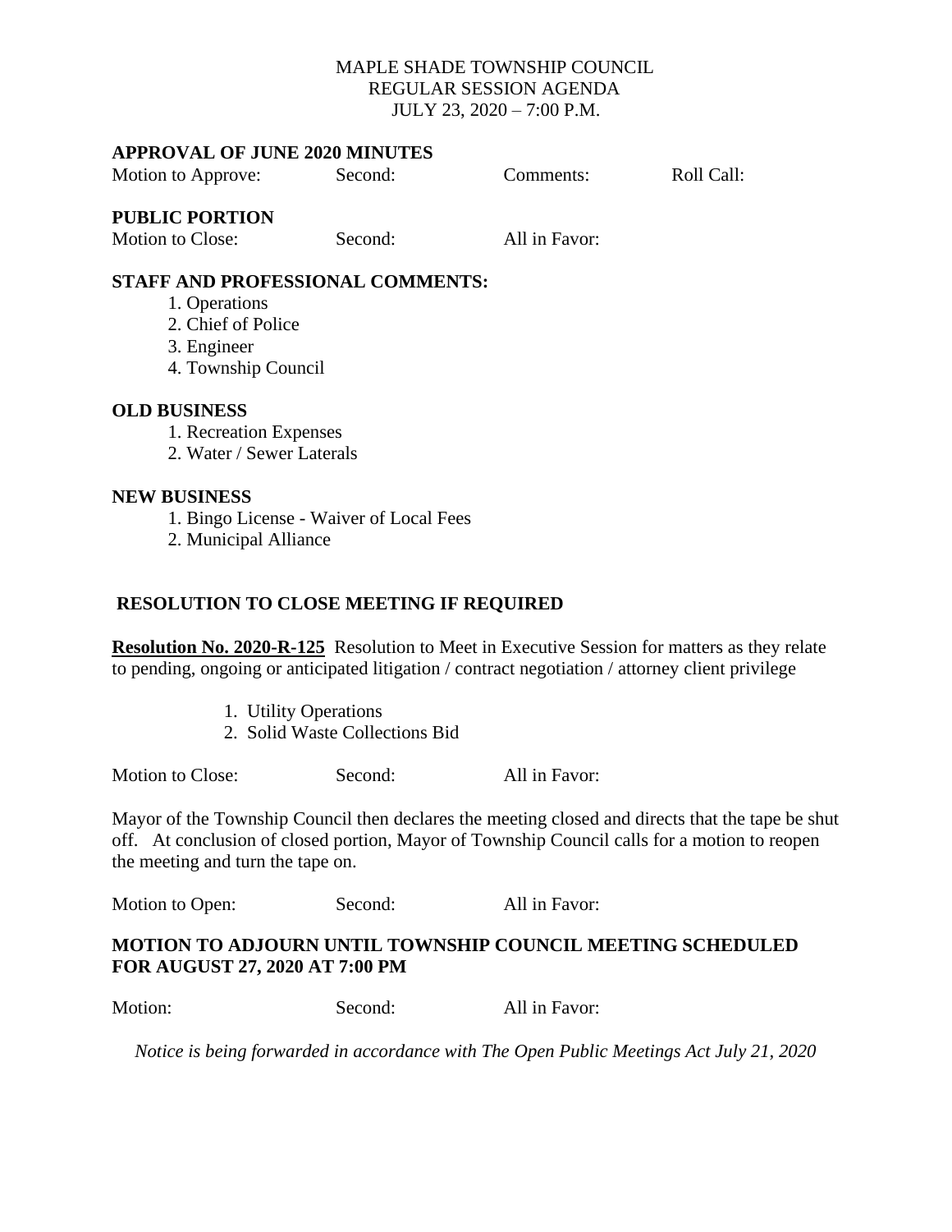MAPLE SHADE TOWNSHIP COUNCIL
REGULAR SESSION AGENDA
JULY 23, 2020 – 7:00 P.M.

**APPROVAL OF JUNE 2020 MINUTES**

Motion to Approve: Second: Comments: Roll Call:

**PUBLIC PORTION**

Motion to Close: Second: All in Favor:

**STAFF AND PROFESSIONAL COMMENTS:**

1. Operations
2. Chief of Police
3. Engineer
4. Township Council

**OLD BUSINESS**

1. Recreation Expenses
2. Water / Sewer Laterals

**NEW BUSINESS**

1. Bingo License - Waiver of Local Fees
2. Municipal Alliance

**RESOLUTION TO CLOSE MEETING IF REQUIRED**

**Resolution No. 2020-R-125** Resolution to Meet in Executive Session for matters as they relate to pending, ongoing or anticipated litigation / contract negotiation / attorney client privilege

1. Utility Operations
2. Solid Waste Collections Bid

Motion to Close: Second: All in Favor:

Mayor of the Township Council then declares the meeting closed and directs that the tape be shut off. At conclusion of closed portion, Mayor of Township Council calls for a motion to reopen the meeting and turn the tape on.

Motion to Open: Second: All in Favor:

**MOTION TO ADJOURN UNTIL TOWNSHIP COUNCIL MEETING SCHEDULED FOR AUGUST 27, 2020 AT 7:00 PM**

Motion: Second: All in Favor:

*Notice is being forwarded in accordance with The Open Public Meetings Act July 21, 2020*